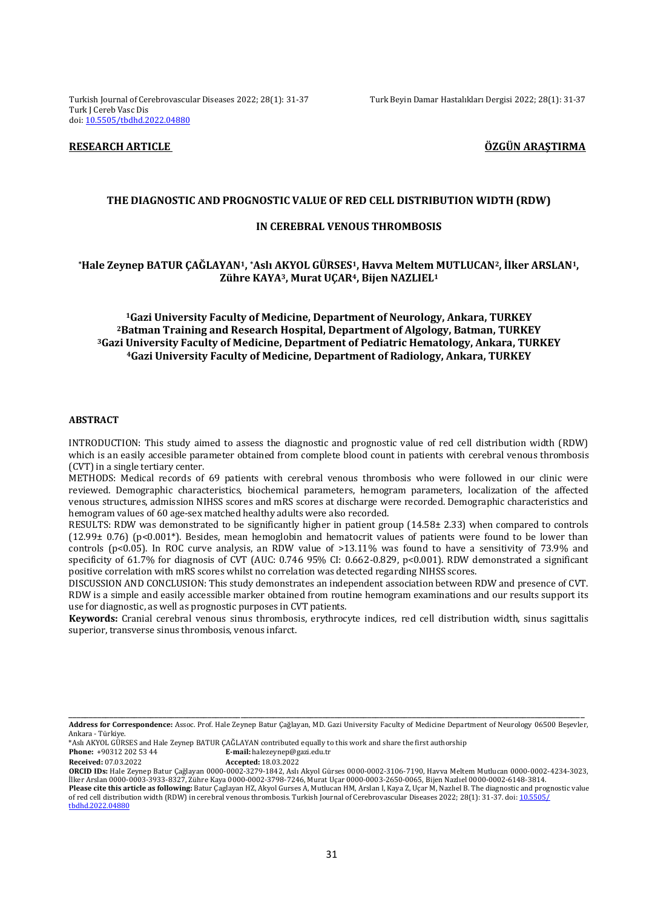**RESEARCH ARTICLE** **ÖZGÜN ARAŞTIRMA**

# THE DIAGNOSTIC AND PROGNOSTIC VALUE OF RED CELL DISTRIBUTION WIDTH (RDW) IN CEREBRAL VENOUS THROMBOSIS

**\*Hale Zeynep BATUR ÇAĞLAYAN[1], \*Aslı AKYOL GÜRSES[1], Havva Meltem MUTLUCAN[2], İlker ARSLAN[1], Zühre KAYA[3], Murat UÇAR[4], Bijen NAZLIEL[1]**

**[1]Gazi University Faculty of Medicine, Department of Neurology, Ankara, TURKEY**
**[2]Batman Training and Research Hospital, Department of Algology, Batman, TURKEY**
**[3]Gazi University Faculty of Medicine, Department of Pediatric Hematology, Ankara, TURKEY**
**[4]Gazi University Faculty of Medicine, Department of Radiology, Ankara, TURKEY**

## ABSTRACT

INTRODUCTION: This study aimed to assess the diagnostic and prognostic value of red cell distribution width (RDW) which is an easily accesible parameter obtained from complete blood count in patients with cerebral venous thrombosis (CVT) in a single tertiary center.

METHODS: Medical records of 69 patients with cerebral venous thrombosis who were followed in our clinic were reviewed. Demographic characteristics, biochemical parameters, hemogram parameters, localization of the affected venous structures, admission NIHSS scores and mRS scores at discharge were recorded. Demographic characteristics and hemogram values of 60 age-sex matched healthy adults were also recorded.

RESULTS: RDW was demonstrated to be significantly higher in patient group (14.58± 2.33) when compared to controls (12.99± 0.76) ($p<0.001$*). Besides, mean hemoglobin and hematocrit values of patients were found to be lower than controls ($p<0.05$). In ROC curve analysis, an RDW value of >13.11% was found to have a sensitivity of 73.9% and specificity of 61.7% for diagnosis of CVT (AUC: 0.746 95% CI: 0.662-0.829, $p<0.001$). RDW demonstrated a significant positive correlation with mRS scores whilst no correlation was detected regarding NIHSS scores.

DISCUSSION AND CONCLUSION: This study demonstrates an independent association between RDW and presence of CVT. RDW is a simple and easily accessible marker obtained from routine hemogram examinations and our results support its use for diagnostic, as well as prognostic purposes in CVT patients.

**Keywords:** Cranial cerebral venous sinus thrombosis, erythrocyte indices, red cell distribution width, sinus sagittalis superior, transverse sinus thrombosis, venous infarct.

---

**Address for Correspondence:** Assoc. Prof. Hale Zeynep Batur Çağlayan, MD. Gazi University Faculty of Medicine Department of Neurology 06500 Beşevler, Ankara - Türkiye.
\*Aslı AKYOL GÜRSES and Hale Zeynep BATUR ÇAĞLAYAN contributed equally to this work and share the first authorship
**Phone:** +90312 202 53 44 **E-mail:** halezeynep@gazi.edu.tr
**Received:** 07.03.2022 **Accepted:** 18.03.2022
**ORCID IDs:** Hale Zeynep Batur Çağlayan 0000-0002-3279-1842, Aslı Akyol Gürses 0000-0002-3106-7190, Havva Meltem Mutlucan 0000-0002-4234-3023, İlker Arslan 0000-0003-3933-8327, Zühre Kaya 0000-0002-3798-7246, Murat Uçar 0000-0003-2650-0065, Bijen Nazlıel 0000-0002-6148-3814.
**Please cite this article as following:** Batur Çaglayan HZ, Akyol Gurses A, Mutlucan HM, Arslan I, Kaya Z, Uçar M, Nazlıel B. The diagnostic and prognostic value of red cell distribution width (RDW) in cerebral venous thrombosis. Turkish Journal of Cerebrovascular Diseases 2022; 28(1): 31-37. doi: 10.5505/tbdhd.2022.04880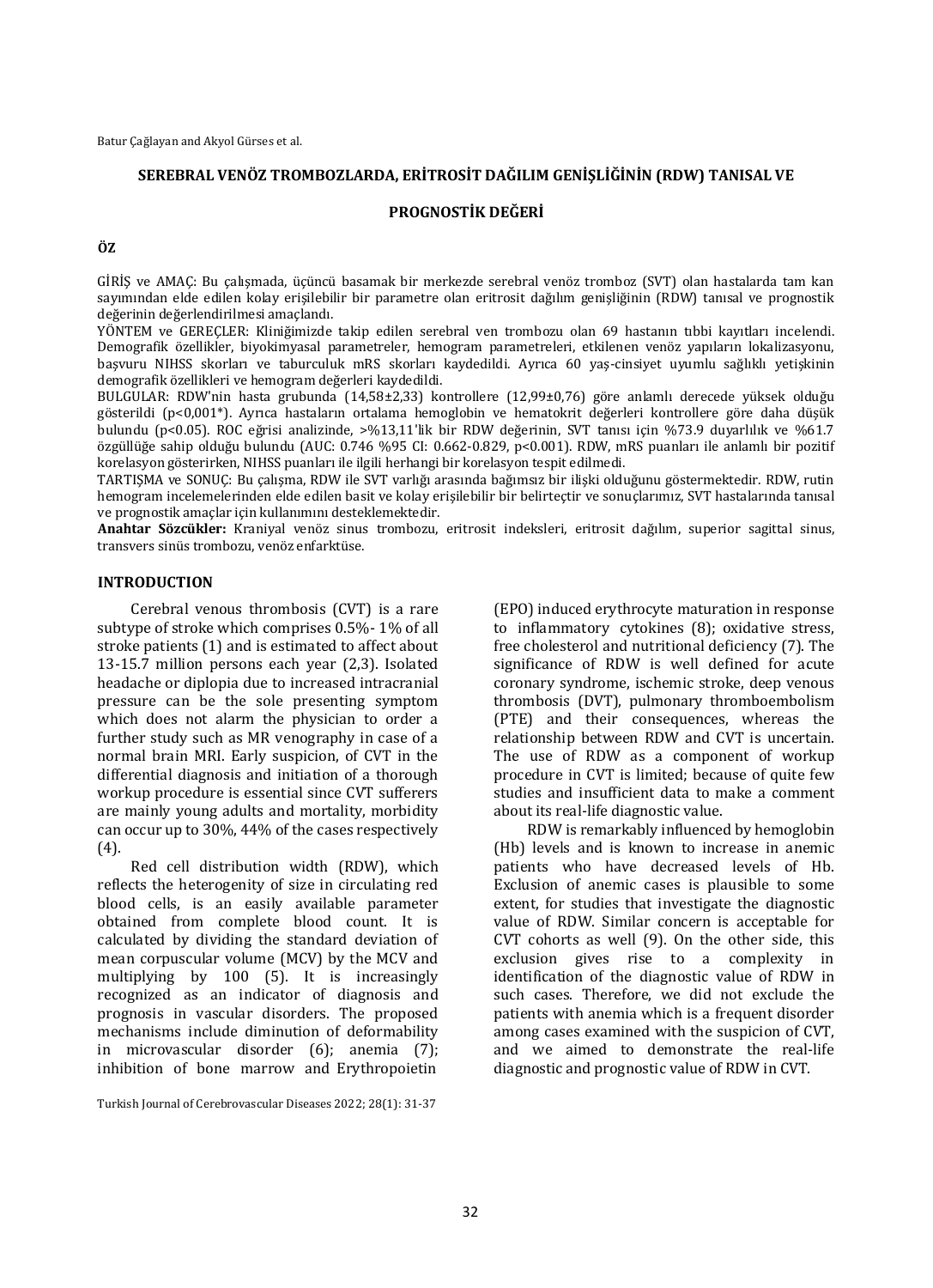**SEREBRAL VENÖZ TROMBOZLARDA, ERİTROSİT DAĞILIM GENİŞLİĞİNİN (RDW) TANISAL VE PROGNOSTİK DEĞERİ**

**ÖZ**

GİRİŞ ve AMAÇ: Bu çalışmada, üçüncü basamak bir merkezde serebral venöz tromboz (SVT) olan hastalarda tam kan sayımından elde edilen kolay erişilebilir bir parametre olan eritrosit dağılım genişliğinin (RDW) tanısal ve prognostik değerinin değerlendirilmesi amaçlandı.

YÖNTEM ve GEREÇLER: Kliniğimizde takip edilen serebral ven trombozu olan 69 hastanın tıbbi kayıtları incelendi. Demografik özellikler, biyokimyasal parametreler, hemogram parametreleri, etkilenen venöz yapıların lokalizasyonu, başvuru NIHSS skorları ve taburculuk mRS skorları kaydedildi. Ayrıca 60 yaş-cinsiyet uyumlu sağlıklı yetişkinin demografik özellikleri ve hemogram değerleri kaydedildi.

BULGULAR: RDW'nin hasta grubunda (14,58±2,33) kontrollere (12,99±0,76) göre anlamlı derecede yüksek olduğu gösterildi ($p<0,001^*$). Ayrıca hastaların ortalama hemoglobin ve hematokrit değerleri kontrollere göre daha düşük bulundu ($p<0.05$). ROC eğrisi analizinde, >%13,11'lik bir RDW değerinin, SVT tanısı için %73.9 duyarlılık ve %61.7 özgüllüğe sahip olduğu bulundu (AUC: 0.746 %95 CI: 0.662-0.829, $p<0.001$). RDW, mRS puanları ile anlamlı bir pozitif korelasyon gösterirken, NIHSS puanları ile ilgili herhangi bir korelasyon tespit edilmedi.

TARTIŞMA ve SONUÇ: Bu çalışma, RDW ile SVT varlığı arasında bağımsız bir ilişki olduğunu göstermektedir. RDW, rutin hemogram incelemelerinden elde edilen basit ve kolay erişilebilir bir belirteçtir ve sonuçlarımız, SVT hastalarında tanısal ve prognostik amaçlar için kullanımını desteklemektedir.

**Anahtar Sözcükler:** Kraniyal venöz sinus trombozu, eritrosit indeksleri, eritrosit dağılım, superior sagittal sinus, transvers sinüs trombozu, venöz enfarktüse.

## INTRODUCTION

Cerebral venous thrombosis (CVT) is a rare subtype of stroke which comprises 0.5%- 1% of all stroke patients (1) and is estimated to affect about 13-15.7 million persons each year (2,3). Isolated headache or diplopia due to increased intracranial pressure can be the sole presenting symptom which does not alarm the physician to order a further study such as MR venography in case of a normal brain MRI. Early suspicion, of CVT in the differential diagnosis and initiation of a thorough workup procedure is essential since CVT sufferers are mainly young adults and mortality, morbidity can occur up to 30%, 44% of the cases respectively (4).

Red cell distribution width (RDW), which reflects the heterogenity of size in circulating red blood cells, is an easily available parameter obtained from complete blood count. It is calculated by dividing the standard deviation of mean corpuscular volume (MCV) by the MCV and multiplying by 100 (5). It is increasingly recognized as an indicator of diagnosis and prognosis in vascular disorders. The proposed mechanisms include diminution of deformability in microvascular disorder (6); anemia (7); inhibition of bone marrow and Erythropoietin (EPO) induced erythrocyte maturation in response to inflammatory cytokines (8); oxidative stress, free cholesterol and nutritional deficiency (7). The significance of RDW is well defined for acute coronary syndrome, ischemic stroke, deep venous thrombosis (DVT), pulmonary thromboembolism (PTE) and their consequences, whereas the relationship between RDW and CVT is uncertain. The use of RDW as a component of workup procedure in CVT is limited; because of quite few studies and insufficient data to make a comment about its real-life diagnostic value.

RDW is remarkably influenced by hemoglobin (Hb) levels and is known to increase in anemic patients who have decreased levels of Hb. Exclusion of anemic cases is plausible to some extent, for studies that investigate the diagnostic value of RDW. Similar concern is acceptable for CVT cohorts as well (9). On the other side, this exclusion gives rise to a complexity in identification of the diagnostic value of RDW in such cases. Therefore, we did not exclude the patients with anemia which is a frequent disorder among cases examined with the suspicion of CVT, and we aimed to demonstrate the real-life diagnostic and prognostic value of RDW in CVT.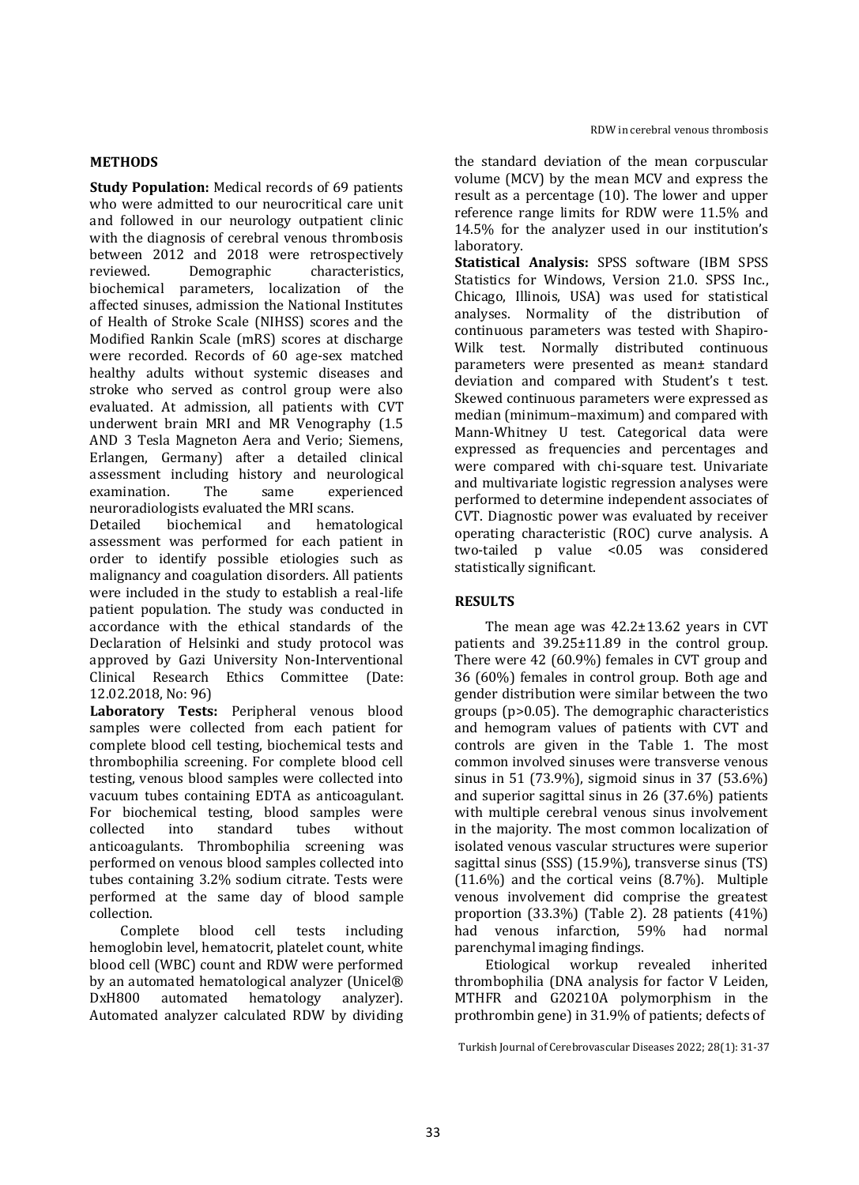## METHODS

**Study Population:** Medical records of 69 patients who were admitted to our neurocritical care unit and followed in our neurology outpatient clinic with the diagnosis of cerebral venous thrombosis between 2012 and 2018 were retrospectively reviewed. Demographic characteristics, biochemical parameters, localization of the affected sinuses, admission the National Institutes of Health of Stroke Scale (NIHSS) scores and the Modified Rankin Scale (mRS) scores at discharge were recorded. Records of 60 age-sex matched healthy adults without systemic diseases and stroke who served as control group were also evaluated. At admission, all patients with CVT underwent brain MRI and MR Venography (1.5 AND 3 Tesla Magneton Aera and Verio; Siemens, Erlangen, Germany) after a detailed clinical assessment including history and neurological examination. The same experienced neuroradiologists evaluated the MRI scans.

Detailed biochemical and hematological assessment was performed for each patient in order to identify possible etiologies such as malignancy and coagulation disorders. All patients were included in the study to establish a real-life patient population. The study was conducted in accordance with the ethical standards of the Declaration of Helsinki and study protocol was approved by Gazi University Non-Interventional Clinical Research Ethics Committee (Date: 12.02.2018, No: 96)

**Laboratory Tests:** Peripheral venous blood samples were collected from each patient for complete blood cell testing, biochemical tests and thrombophilia screening. For complete blood cell testing, venous blood samples were collected into vacuum tubes containing EDTA as anticoagulant. For biochemical testing, blood samples were collected into standard tubes without anticoagulants. Thrombophilia screening was performed on venous blood samples collected into tubes containing 3.2% sodium citrate. Tests were performed at the same day of blood sample collection.

Complete blood cell tests including hemoglobin level, hematocrit, platelet count, white blood cell (WBC) count and RDW were performed by an automated hematological analyzer (Unicel® DxH800 automated hematology analyzer). Automated analyzer calculated RDW by dividing the standard deviation of the mean corpuscular volume (MCV) by the mean MCV and express the result as a percentage (10). The lower and upper reference range limits for RDW were 11.5% and 14.5% for the analyzer used in our institution's laboratory.

**Statistical Analysis:** SPSS software (IBM SPSS Statistics for Windows, Version 21.0. SPSS Inc., Chicago, Illinois, USA) was used for statistical analyses. Normality of the distribution of continuous parameters was tested with Shapiro-Wilk test. Normally distributed continuous parameters were presented as mean± standard deviation and compared with Student's t test. Skewed continuous parameters were expressed as median (minimum–maximum) and compared with Mann-Whitney U test. Categorical data were expressed as frequencies and percentages and were compared with chi-square test. Univariate and multivariate logistic regression analyses were performed to determine independent associates of CVT. Diagnostic power was evaluated by receiver operating characteristic (ROC) curve analysis. A two-tailed p value <0.05 was considered statistically significant.

## RESULTS

The mean age was 42.2±13.62 years in CVT patients and 39.25±11.89 in the control group. There were 42 (60.9%) females in CVT group and 36 (60%) females in control group. Both age and gender distribution were similar between the two groups (p>0.05). The demographic characteristics and hemogram values of patients with CVT and controls are given in the Table 1. The most common involved sinuses were transverse venous sinus in 51 (73.9%), sigmoid sinus in 37 (53.6%) and superior sagittal sinus in 26 (37.6%) patients with multiple cerebral venous sinus involvement in the majority. The most common localization of isolated venous vascular structures were superior sagittal sinus (SSS) (15.9%), transverse sinus (TS) (11.6%) and the cortical veins (8.7%). Multiple venous involvement did comprise the greatest proportion (33.3%) (Table 2). 28 patients (41%) had venous infarction, 59% had normal parenchymal imaging findings.

Etiological workup revealed inherited thrombophilia (DNA analysis for factor V Leiden, MTHFR and G20210A polymorphism in the prothrombin gene) in 31.9% of patients; defects of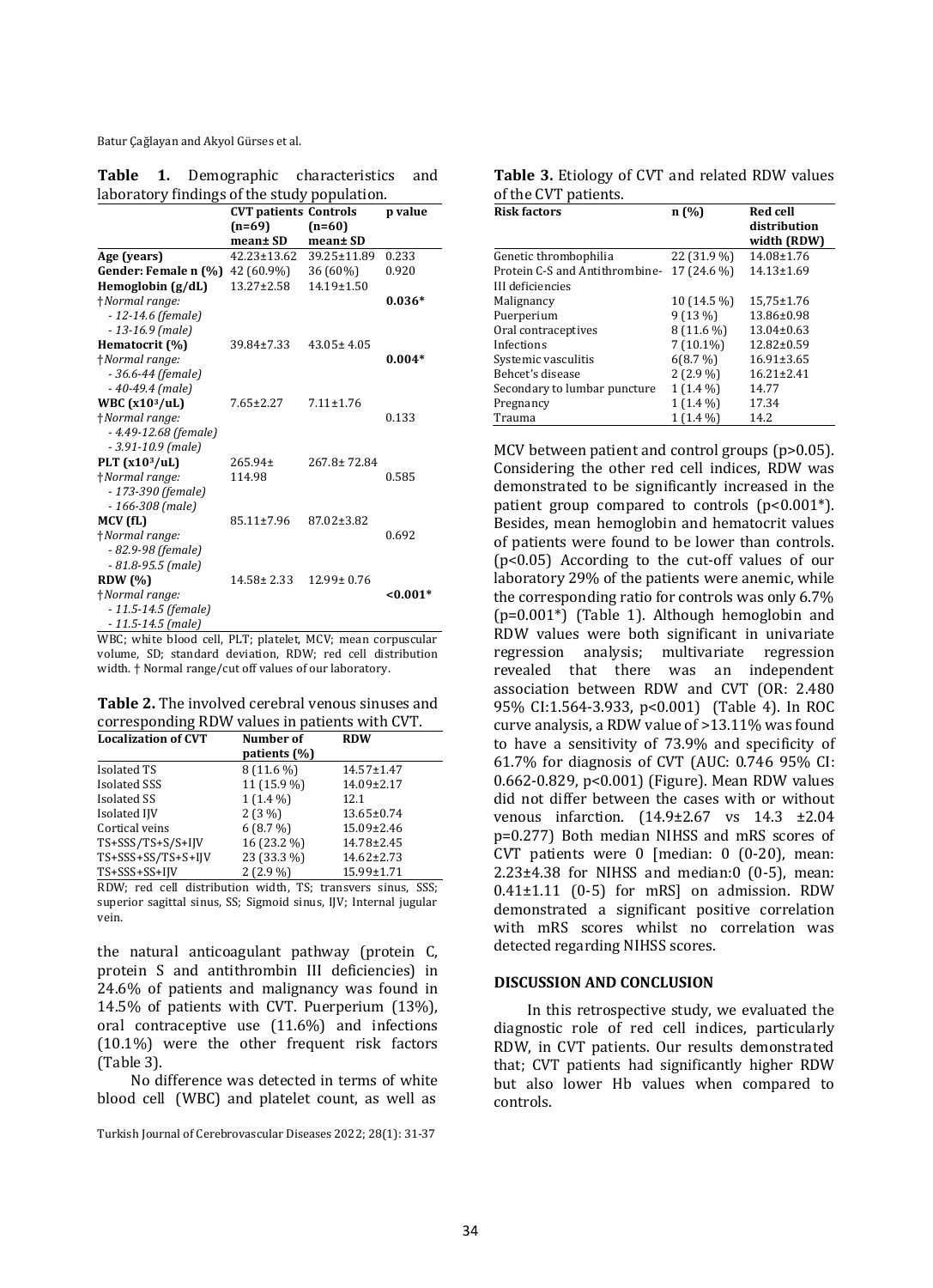**Table 1.** Demographic characteristics and laboratory findings of the study population.

| | CVT patients (n=69) mean± SD | Controls (n=60) mean± SD | p value |
|---|---|---|---|
| **Age (years)** | 42.23±13.62 | 39.25±11.89 | 0.233 |
| **Gender: Female n (%)** | 42 (60.9%) | 36 (60%) | 0.920 |
| **Hemoglobin (g/dL)** | 13.27±2.58 | 14.19±1.50 | |
| †*Normal range:* <br> *- 12-14.6 (female)* <br> *- 13-16.9 (male)* | | | **0.036*** |
| **Hematocrit (%)** | 39.84±7.33 | 43.05± 4.05 | |
| †*Normal range:* <br> *- 36.6-44 (female)* <br> *- 40-49.4 (male)* | | | **0.004*** |
| **WBC (x10³/uL)** | 7.65±2.27 | 7.11±1.76 | |
| †*Normal range:* <br> *- 4.49-12.68 (female)* <br> *- 3.91-10.9 (male)* | | | 0.133 |
| **PLT (x10³/uL)** | 265.94± 114.98 | 267.8± 72.84 | |
| †*Normal range:* <br> *- 173-390 (female)* <br> *- 166-308 (male)* | | | 0.585 |
| **MCV (fL)** | 85.11±7.96 | 87.02±3.82 | |
| †*Normal range:* <br> *- 82.9-98 (female)* <br> *- 81.8-95.5 (male)* | | | 0.692 |
| **RDW (%)** | 14.58± 2.33 | 12.99± 0.76 | |
| †*Normal range:* <br> *- 11.5-14.5 (female)* <br> *- 11.5-14.5 (male)* | | | **<0.001*** |

WBC; white blood cell, PLT; platelet, MCV; mean corpuscular volume, SD; standard deviation, RDW; red cell distribution width. † Normal range/cut off values of our laboratory.

**Table 2.** The involved cerebral venous sinuses and corresponding RDW values in patients with CVT.

| Localization of CVT | Number of patients (%) | RDW |
|---|---|---|
| Isolated TS | 8 (11.6 %) | 14.57±1.47 |
| Isolated SSS | 11 (15.9 %) | 14.09±2.17 |
| Isolated SS | 1 (1.4 %) | 12.1 |
| Isolated IJV | 2 (3 %) | 13.65±0.74 |
| Cortical veins | 6 (8.7 %) | 15.09±2.46 |
| TS+SSS/TS+S/S+IJV | 16 (23.2 %) | 14.78±2.45 |
| TS+SSS+SS/TS+S+IJV | 23 (33.3 %) | 14.62±2.73 |
| TS+SSS+SS+IJV | 2 (2.9 %) | 15.99±1.71 |

RDW; red cell distribution width, TS; transvers sinus, SSS; superior sagittal sinus, SS; Sigmoid sinus, IJV; Internal jugular vein.

the natural anticoagulant pathway (protein C, protein S and antithrombin III deficiencies) in 24.6% of patients and malignancy was found in 14.5% of patients with CVT. Puerperium (13%), oral contraceptive use (11.6%) and infections (10.1%) were the other frequent risk factors (Table 3).

No difference was detected in terms of white blood cell (WBC) and platelet count, as well as MCV between patient and control groups (p>0.05). Considering the other red cell indices, RDW was demonstrated to be significantly increased in the patient group compared to controls (p<0.001*). Besides, mean hemoglobin and hematocrit values of patients were found to be lower than controls. (p<0.05) According to the cut-off values of our laboratory 29% of the patients were anemic, while the corresponding ratio for controls was only 6.7% (p=0.001*) (Table 1). Although hemoglobin and RDW values were both significant in univariate regression analysis; multivariate regression revealed that there was an independent association between RDW and CVT (OR: 2.480 95% CI:1.564-3.933, p<0.001) (Table 4). In ROC curve analysis, a RDW value of >13.11% was found to have a sensitivity of 73.9% and specificity of 61.7% for diagnosis of CVT (AUC: 0.746 95% CI: 0.662-0.829, p<0.001) (Figure). Mean RDW values did not differ between the cases with or without venous infarction. (14.9±2.67 vs 14.3 ±2.04 p=0.277) Both median NIHSS and mRS scores of CVT patients were 0 [median: 0 (0-20), mean: 2.23±4.38 for NIHSS and median:0 (0-5), mean: 0.41±1.11 (0-5) for mRS] on admission. RDW demonstrated a significant positive correlation with mRS scores whilst no correlation was detected regarding NIHSS scores.

**Table 3.** Etiology of CVT and related RDW values of the CVT patients.

| Risk factors | n (%) | Red cell distribution width (RDW) |
|---|---|---|
| Genetic thrombophilia | 22 (31.9 %) | 14.08±1.76 |
| Protein C-S and Antithrombine-III deficiencies | 17 (24.6 %) | 14.13±1.69 |
| Malignancy | 10 (14.5 %) | 15,75±1.76 |
| Puerperium | 9 (13 %) | 13.86±0.98 |
| Oral contraceptives | 8 (11.6 %) | 13.04±0.63 |
| Infections | 7 (10.1%) | 12.82±0.59 |
| Systemic vasculitis | 6(8.7 %) | 16.91±3.65 |
| Behcet's disease | 2 (2.9 %) | 16.21±2.41 |
| Secondary to lumbar puncture | 1 (1.4 %) | 14.77 |
| Pregnancy | 1 (1.4 %) | 17.34 |
| Trauma | 1 (1.4 %) | 14.2 |

## DISCUSSION AND CONCLUSION

In this retrospective study, we evaluated the diagnostic role of red cell indices, particularly RDW, in CVT patients. Our results demonstrated that; CVT patients had significantly higher RDW but also lower Hb values when compared to controls.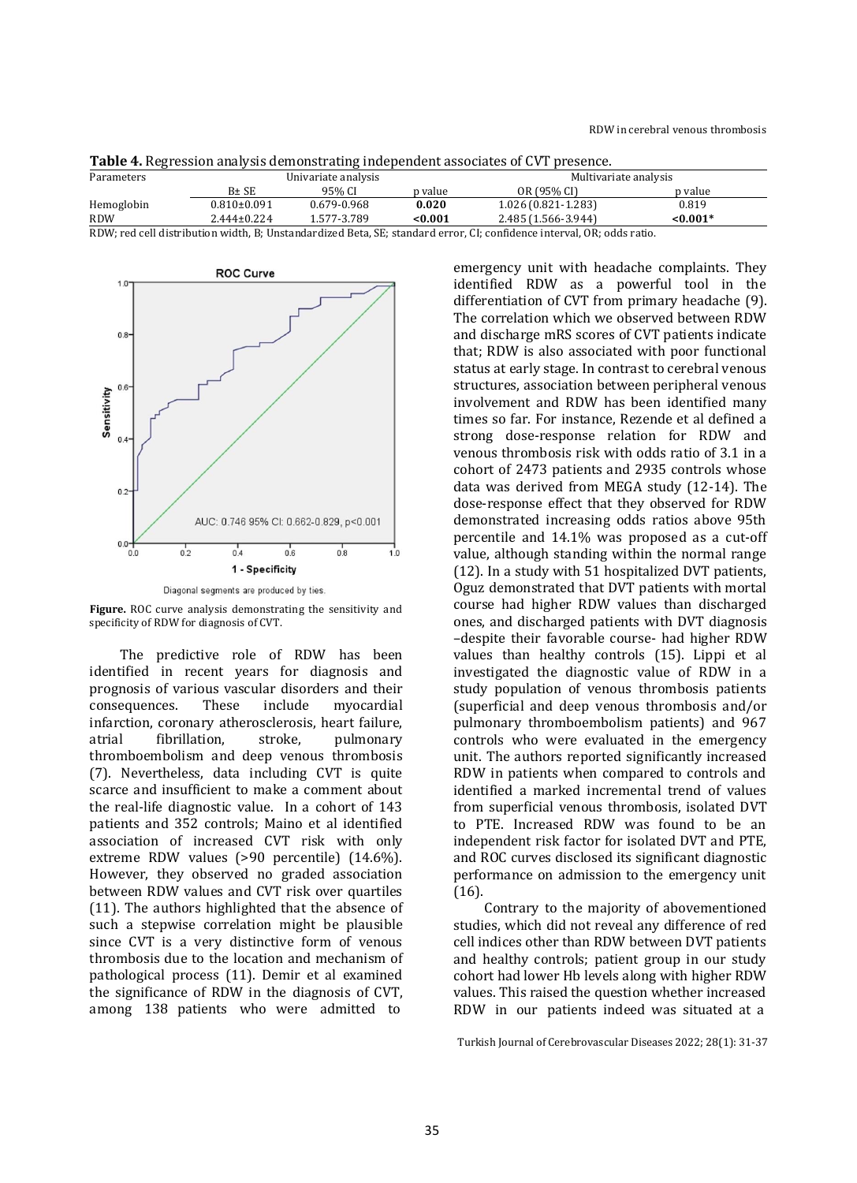**Table 4.** Regression analysis demonstrating independent associates of CVT presence.

| Parameters | Univariate analysis | | | Multivariate analysis | |
|---|---|---|---|---|---|
| | B± SE | 95% CI | p value | OR (95% CI) | p value |
| Hemoglobin | 0.810±0.091 | 0.679-0.968 | **0.020** | 1.026 (0.821-1.283) | 0.819 |
| RDW | 2.444±0.224 | 1.577-3.789 | **<0.001** | 2.485 (1.566-3.944) | **<0.001*** |

RDW; red cell distribution width, B; Unstandardized Beta, SE; standard error, CI; confidence interval, OR; odds ratio.

**Figure.** ROC curve analysis demonstrating the sensitivity and specificity of RDW for diagnosis of CVT.

The predictive role of RDW has been identified in recent years for diagnosis and prognosis of various vascular disorders and their consequences. These include myocardial infarction, coronary atherosclerosis, heart failure, atrial fibrillation, stroke, pulmonary thromboembolism and deep venous thrombosis (7). Nevertheless, data including CVT is quite scarce and insufficient to make a comment about the real-life diagnostic value. In a cohort of 143 patients and 352 controls; Maino et al identified association of increased CVT risk with only extreme RDW values (>90 percentile) (14.6%). However, they observed no graded association between RDW values and CVT risk over quartiles (11). The authors highlighted that the absence of such a stepwise correlation might be plausible since CVT is a very distinctive form of venous thrombosis due to the location and mechanism of pathological process (11). Demir et al examined the significance of RDW in the diagnosis of CVT, among 138 patients who were admitted to emergency unit with headache complaints. They identified RDW as a powerful tool in the differentiation of CVT from primary headache (9). The correlation which we observed between RDW and discharge mRS scores of CVT patients indicate that; RDW is also associated with poor functional status at early stage. In contrast to cerebral venous structures, association between peripheral venous involvement and RDW has been identified many times so far. For instance, Rezende et al defined a strong dose-response relation for RDW and venous thrombosis risk with odds ratio of 3.1 in a cohort of 2473 patients and 2935 controls whose data was derived from MEGA study (12-14). The dose-response effect that they observed for RDW demonstrated increasing odds ratios above 95th percentile and 14.1% was proposed as a cut-off value, although standing within the normal range (12). In a study with 51 hospitalized DVT patients, Oguz demonstrated that DVT patients with mortal course had higher RDW values than discharged ones, and discharged patients with DVT diagnosis –despite their favorable course- had higher RDW values than healthy controls (15). Lippi et al investigated the diagnostic value of RDW in a study population of venous thrombosis patients (superficial and deep venous thrombosis and/or pulmonary thromboembolism patients) and 967 controls who were evaluated in the emergency unit. The authors reported significantly increased RDW in patients when compared to controls and identified a marked incremental trend of values from superficial venous thrombosis, isolated DVT to PTE. Increased RDW was found to be an independent risk factor for isolated DVT and PTE, and ROC curves disclosed its significant diagnostic performance on admission to the emergency unit (16).

Contrary to the majority of abovementioned studies, which did not reveal any difference of red cell indices other than RDW between DVT patients and healthy controls; patient group in our study cohort had lower Hb levels along with higher RDW values. This raised the question whether increased RDW in our patients indeed was situated at a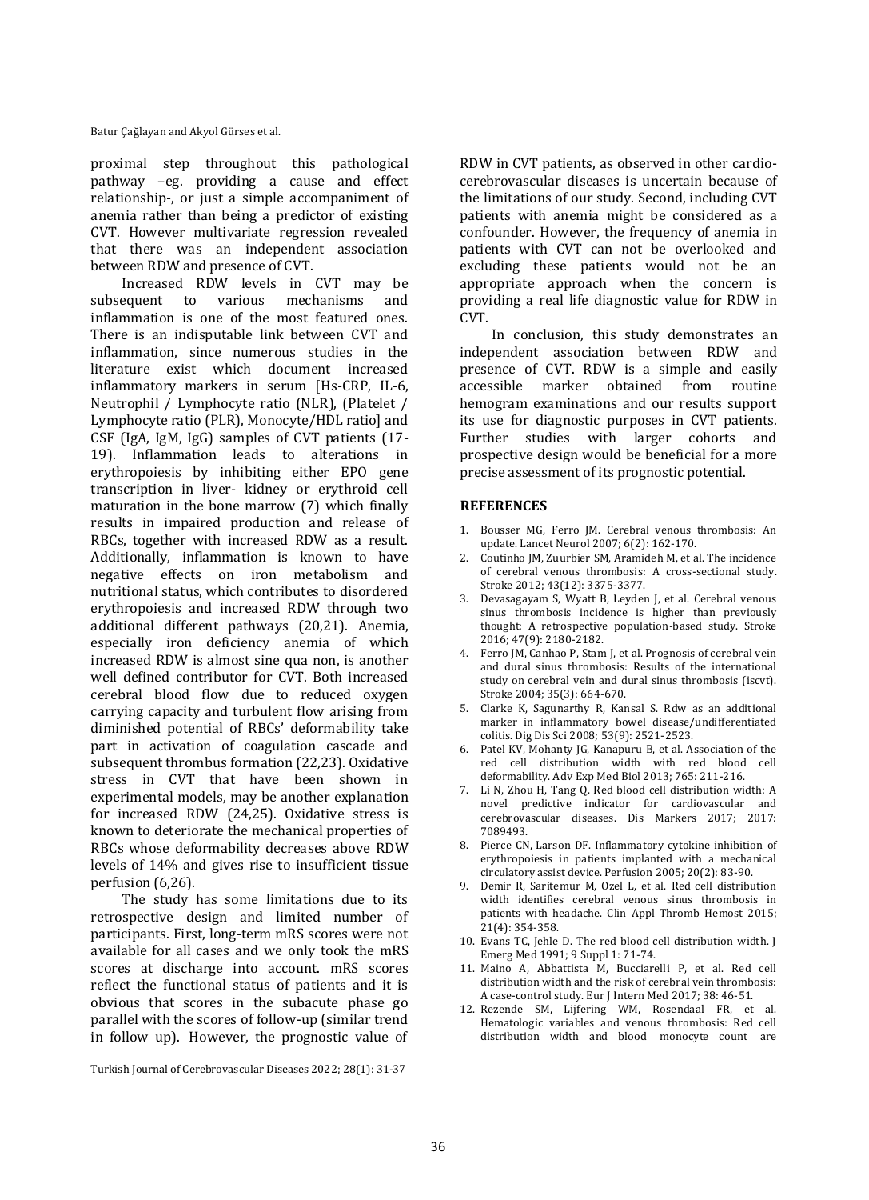proximal step throughout this pathological pathway –eg. providing a cause and effect relationship-, or just a simple accompaniment of anemia rather than being a predictor of existing CVT. However multivariate regression revealed that there was an independent association between RDW and presence of CVT.

Increased RDW levels in CVT may be subsequent to various mechanisms and inflammation is one of the most featured ones. There is an indisputable link between CVT and inflammation, since numerous studies in the literature exist which document increased inflammatory markers in serum [Hs-CRP, IL-6, Neutrophil / Lymphocyte ratio (NLR), (Platelet / Lymphocyte ratio (PLR), Monocyte/HDL ratio] and CSF (IgA, IgM, IgG) samples of CVT patients (17-19). Inflammation leads to alterations in erythropoiesis by inhibiting either EPO gene transcription in liver- kidney or erythroid cell maturation in the bone marrow (7) which finally results in impaired production and release of RBCs, together with increased RDW as a result. Additionally, inflammation is known to have negative effects on iron metabolism and nutritional status, which contributes to disordered erythropoiesis and increased RDW through two additional different pathways (20,21). Anemia, especially iron deficiency anemia of which increased RDW is almost sine qua non, is another well defined contributor for CVT. Both increased cerebral blood flow due to reduced oxygen carrying capacity and turbulent flow arising from diminished potential of RBCs' deformability take part in activation of coagulation cascade and subsequent thrombus formation (22,23). Oxidative stress in CVT that have been shown in experimental models, may be another explanation for increased RDW (24,25). Oxidative stress is known to deteriorate the mechanical properties of RBCs whose deformability decreases above RDW levels of 14% and gives rise to insufficient tissue perfusion (6,26).

The study has some limitations due to its retrospective design and limited number of participants. First, long-term mRS scores were not available for all cases and we only took the mRS scores at discharge into account. mRS scores reflect the functional status of patients and it is obvious that scores in the subacute phase go parallel with the scores of follow-up (similar trend in follow up). However, the prognostic value of RDW in CVT patients, as observed in other cardio-cerebrovascular diseases is uncertain because of the limitations of our study. Second, including CVT patients with anemia might be considered as a confounder. However, the frequency of anemia in patients with CVT can not be overlooked and excluding these patients would not be an appropriate approach when the concern is providing a real life diagnostic value for RDW in CVT.

In conclusion, this study demonstrates an independent association between RDW and presence of CVT. RDW is a simple and easily accessible marker obtained from routine hemogram examinations and our results support its use for diagnostic purposes in CVT patients. Further studies with larger cohorts and prospective design would be beneficial for a more precise assessment of its prognostic potential.

## REFERENCES

1. Bousser MG, Ferro JM. Cerebral venous thrombosis: An update. Lancet Neurol 2007; 6(2): 162-170.
2. Coutinho JM, Zuurbier SM, Aramideh M, et al. The incidence of cerebral venous thrombosis: A cross-sectional study. Stroke 2012; 43(12): 3375-3377.
3. Devasagayam S, Wyatt B, Leyden J, et al. Cerebral venous sinus thrombosis incidence is higher than previously thought: A retrospective population-based study. Stroke 2016; 47(9): 2180-2182.
4. Ferro JM, Canhao P, Stam J, et al. Prognosis of cerebral vein and dural sinus thrombosis: Results of the international study on cerebral vein and dural sinus thrombosis (iscvt). Stroke 2004; 35(3): 664-670.
5. Clarke K, Sagunarthy R, Kansal S. Rdw as an additional marker in inflammatory bowel disease/undifferentiated colitis. Dig Dis Sci 2008; 53(9): 2521-2523.
6. Patel KV, Mohanty JG, Kanapuru B, et al. Association of the red cell distribution width with red blood cell deformability. Adv Exp Med Biol 2013; 765: 211-216.
7. Li N, Zhou H, Tang Q. Red blood cell distribution width: A novel predictive indicator for cardiovascular and cerebrovascular diseases. Dis Markers 2017; 2017: 7089493.
8. Pierce CN, Larson DF. Inflammatory cytokine inhibition of erythropoiesis in patients implanted with a mechanical circulatory assist device. Perfusion 2005; 20(2): 83-90.
9. Demir R, Saritemur M, Ozel L, et al. Red cell distribution width identifies cerebral venous sinus thrombosis in patients with headache. Clin Appl Thromb Hemost 2015; 21(4): 354-358.
10. Evans TC, Jehle D. The red blood cell distribution width. J Emerg Med 1991; 9 Suppl 1: 71-74.
11. Maino A, Abbattista M, Bucciarelli P, et al. Red cell distribution width and the risk of cerebral vein thrombosis: A case-control study. Eur J Intern Med 2017; 38: 46-51.
12. Rezende SM, Lijfering WM, Rosendaal FR, et al. Hematologic variables and venous thrombosis: Red cell distribution width and blood monocyte count are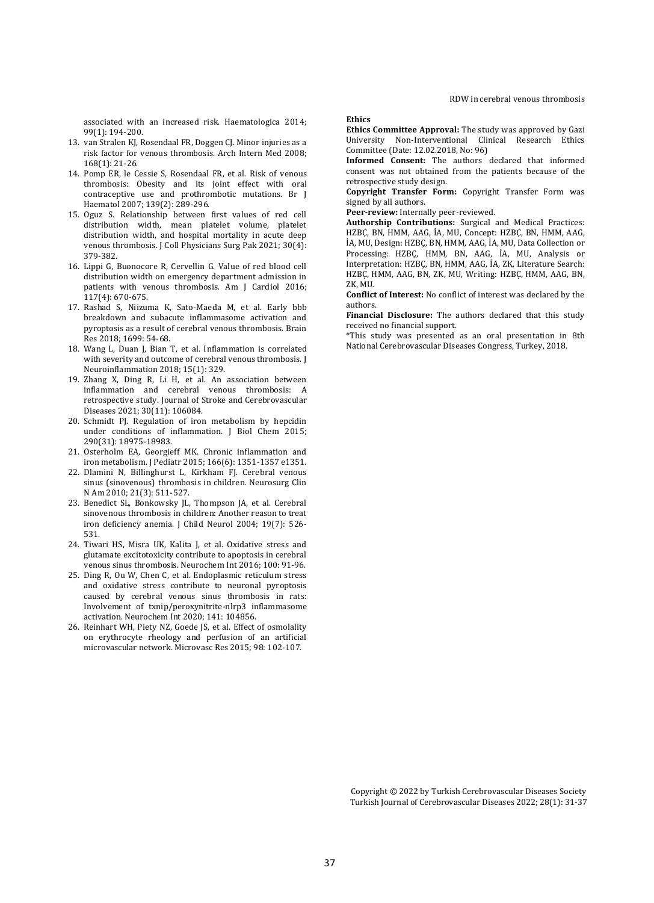associated with an increased risk. Haematologica 2014; 99(1): 194-200.

13. van Stralen KJ, Rosendaal FR, Doggen CJ. Minor injuries as a risk factor for venous thrombosis. Arch Intern Med 2008; 168(1): 21-26.
14. Pomp ER, le Cessie S, Rosendaal FR, et al. Risk of venous thrombosis: Obesity and its joint effect with oral contraceptive use and prothrombotic mutations. Br J Haematol 2007; 139(2): 289-296.
15. Oguz S. Relationship between first values of red cell distribution width, mean platelet volume, platelet distribution width, and hospital mortality in acute deep venous thrombosis. J Coll Physicians Surg Pak 2021; 30(4): 379-382.
16. Lippi G, Buonocore R, Cervellin G. Value of red blood cell distribution width on emergency department admission in patients with venous thrombosis. Am J Cardiol 2016; 117(4): 670-675.
17. Rashad S, Niizuma K, Sato-Maeda M, et al. Early bbb breakdown and subacute inflammasome activation and pyroptosis as a result of cerebral venous thrombosis. Brain Res 2018; 1699: 54-68.
18. Wang L, Duan J, Bian T, et al. Inflammation is correlated with severity and outcome of cerebral venous thrombosis. J Neuroinflammation 2018; 15(1): 329.
19. Zhang X, Ding R, Li H, et al. An association between inflammation and cerebral venous thrombosis: A retrospective study. Journal of Stroke and Cerebrovascular Diseases 2021; 30(11): 106084.
20. Schmidt PJ. Regulation of iron metabolism by hepcidin under conditions of inflammation. J Biol Chem 2015; 290(31): 18975-18983.
21. Osterholm EA, Georgieff MK. Chronic inflammation and iron metabolism. J Pediatr 2015; 166(6): 1351-1357 e1351.
22. Dlamini N, Billinghurst L, Kirkham FJ. Cerebral venous sinus (sinovenous) thrombosis in children. Neurosurg Clin N Am 2010; 21(3): 511-527.
23. Benedict SL, Bonkowsky JL, Thompson JA, et al. Cerebral sinovenous thrombosis in children: Another reason to treat iron deficiency anemia. J Child Neurol 2004; 19(7): 526-531.
24. Tiwari HS, Misra UK, Kalita J, et al. Oxidative stress and glutamate excitotoxicity contribute to apoptosis in cerebral venous sinus thrombosis. Neurochem Int 2016; 100: 91-96.
25. Ding R, Ou W, Chen C, et al. Endoplasmic reticulum stress and oxidative stress contribute to neuronal pyroptosis caused by cerebral venous sinus thrombosis in rats: Involvement of txnip/peroxynitrite-nlrp3 inflammasome activation. Neurochem Int 2020; 141: 104856.
26. Reinhart WH, Piety NZ, Goede JS, et al. Effect of osmolality on erythrocyte rheology and perfusion of an artificial microvascular network. Microvasc Res 2015; 98: 102-107.

**Ethics**

**Ethics Committee Approval:** The study was approved by Gazi University Non-Interventional Clinical Research Ethics Committee (Date: 12.02.2018, No: 96)

**Informed Consent:** The authors declared that informed consent was not obtained from the patients because of the retrospective study design.

**Copyright Transfer Form:** Copyright Transfer Form was signed by all authors.

**Peer-review:** Internally peer-reviewed.

**Authorship Contributions:** Surgical and Medical Practices: HZBÇ, BN, HMM, AAG, İA, MU, Concept: HZBÇ, BN, HMM, AAG, İA, MU, Design: HZBÇ, BN, HMM, AAG, İA, MU, Data Collection or Processing: HZBÇ, HMM, BN, AAG, İA, MU, Analysis or Interpretation: HZBÇ, BN, HMM, AAG, İA, ZK, Literature Search: HZBÇ, HMM, AAG, BN, ZK, MU, Writing: HZBÇ, HMM, AAG, BN, ZK, MU.

**Conflict of Interest:** No conflict of interest was declared by the authors.

**Financial Disclosure:** The authors declared that this study received no financial support.

*This study was presented as an oral presentation in 8th National Cerebrovascular Diseases Congress, Turkey, 2018.